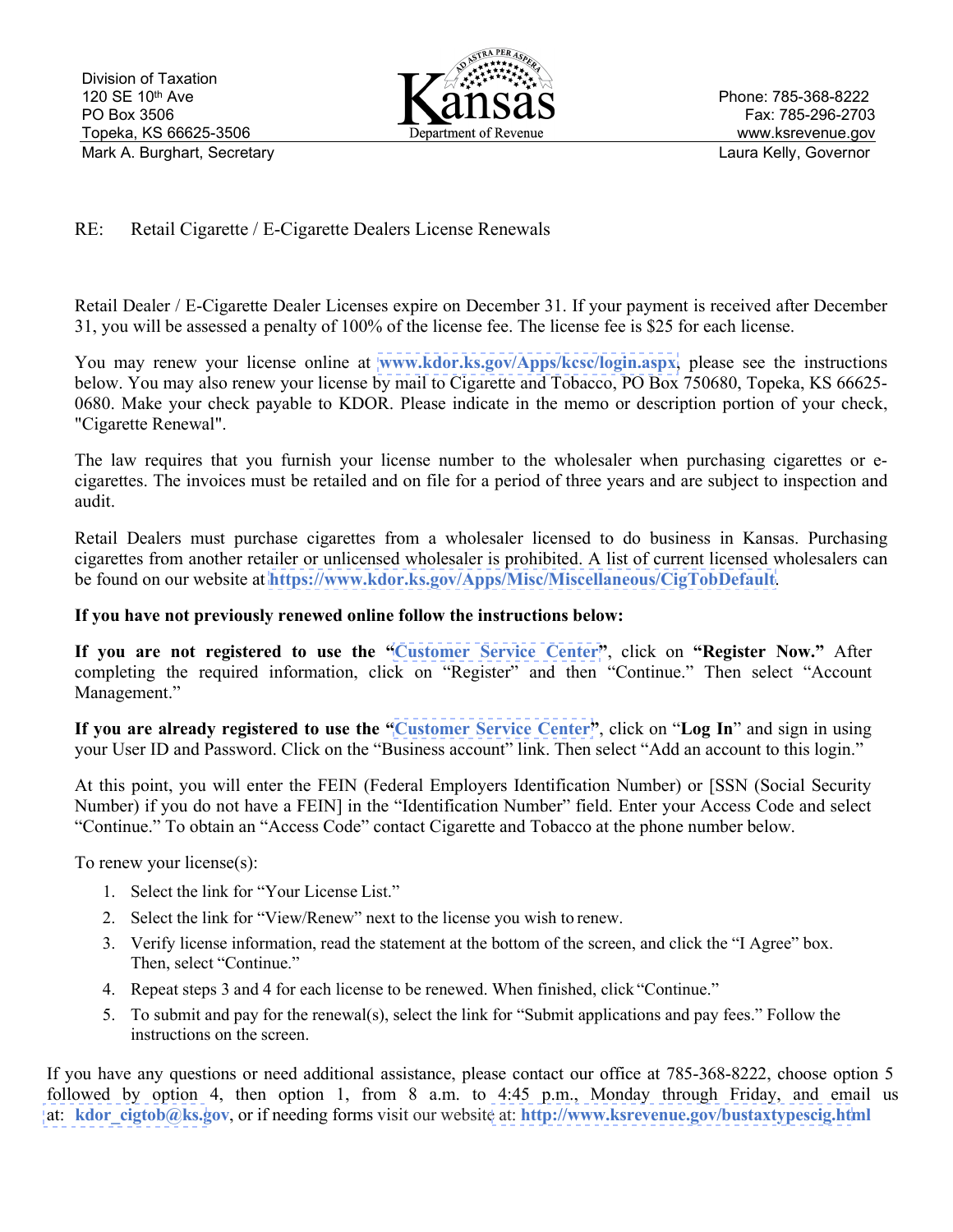Division of Taxation
120 SE 10th Ave
PO Box 3506
Topeka, KS 66625-3506
Mark A. Burghart, Secretary

Kansas
Department of Revenue

Phone: 785-368-8222
Fax: 785-296-2703
www.ksrevenue.gov
Laura Kelly, Governor

RE: Retail Cigarette / E-Cigarette Dealers License Renewals

Retail Dealer / E-Cigarette Dealer Licenses expire on December 31. If your payment is received after December 31, you will be assessed a penalty of 100% of the license fee. The license fee is $25 for each license.

You may renew your license online at **www.kdor.ks.gov/Apps/kcsc/login.aspx**, please see the instructions below. You may also renew your license by mail to Cigarette and Tobacco, PO Box 750680, Topeka, KS 66625-0680. Make your check payable to KDOR. Please indicate in the memo or description portion of your check, "Cigarette Renewal".

The law requires that you furnish your license number to the wholesaler when purchasing cigarettes or e-cigarettes. The invoices must be retailed and on file for a period of three years and are subject to inspection and audit.

Retail Dealers must purchase cigarettes from a wholesaler licensed to do business in Kansas. Purchasing cigarettes from another retailer or unlicensed wholesaler is prohibited. A list of current licensed wholesalers can be found on our website at **https://www.kdor.ks.gov/Apps/Misc/Miscellaneous/CigTobDefault**.

**If you have not previously renewed online follow the instructions below:**

**If you are not registered to use the "Customer Service Center"**, click on **"Register Now."** After completing the required information, click on "Register" and then "Continue." Then select "Account Management."

**If you are already registered to use the "Customer Service Center"**, click on "**Log In**" and sign in using your User ID and Password. Click on the "Business account" link. Then select "Add an account to this login."

At this point, you will enter the FEIN (Federal Employers Identification Number) or [SSN (Social Security Number) if you do not have a FEIN] in the "Identification Number" field. Enter your Access Code and select "Continue." To obtain an "Access Code" contact Cigarette and Tobacco at the phone number below.

To renew your license(s):

1. Select the link for "Your License List."
2. Select the link for "View/Renew" next to the license you wish to renew.
3. Verify license information, read the statement at the bottom of the screen, and click the "I Agree" box. Then, select "Continue."
4. Repeat steps 3 and 4 for each license to be renewed. When finished, click "Continue."
5. To submit and pay for the renewal(s), select the link for "Submit applications and pay fees." Follow the instructions on the screen.

If you have any questions or need additional assistance, please contact our office at 785-368-8222, choose option 5 followed by option 4, then option 1, from 8 a.m. to 4:45 p.m., Monday through Friday, and email us at: **kdor_cigtob@ks.gov**, or if needing forms visit our website at: **http://www.ksrevenue.gov/bustaxtypescig.html**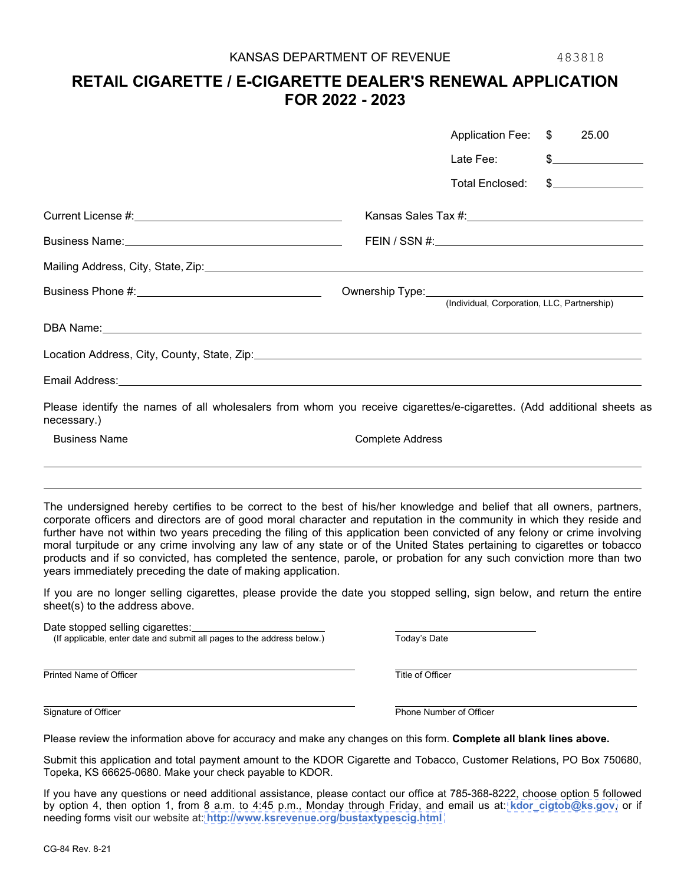KANSAS DEPARTMENT OF REVENUE 483818

# RETAIL CIGARETTE / E-CIGARETTE DEALER'S RENEWAL APPLICATION FOR 2022 - 2023

Application Fee: $ 25.00

Late Fee: $_______________

Total Enclosed: $_______________

Current License #:_______________________________ Kansas Sales Tax #:_______________________________

Business Name:_______________________________ FEIN / SSN #:_______________________________

Mailing Address, City, State, Zip:_______________________________

Business Phone #:_______________________________ Ownership Type:_______________________________
(Individual, Corporation, LLC, Partnership)

DBA Name:_______________________________

Location Address, City, County, State, Zip:_______________________________

Email Address:_______________________________

Please identify the names of all wholesalers from whom you receive cigarettes/e-cigarettes. (Add additional sheets as necessary.)

| Business Name | Complete Address |
|---|---|
| | |
| | |

The undersigned hereby certifies to be correct to the best of his/her knowledge and belief that all owners, partners, corporate officers and directors are of good moral character and reputation in the community in which they reside and further have not within two years preceding the filing of this application been convicted of any felony or crime involving moral turpitude or any crime involving any law of any state or of the United States pertaining to cigarettes or tobacco products and if so convicted, has completed the sentence, parole, or probation for any such conviction more than two years immediately preceding the date of making application.

If you are no longer selling cigarettes, please provide the date you stopped selling, sign below, and return the entire sheet(s) to the address above.

Date stopped selling cigarettes:_______________________
(If applicable, enter date and submit all pages to the address below.)

_______________________
Today's Date

_______________________
Printed Name of Officer

_______________________
Title of Officer

_______________________
Signature of Officer

_______________________
Phone Number of Officer

Please review the information above for accuracy and make any changes on this form. **Complete all blank lines above.**

Submit this application and total payment amount to the KDOR Cigarette and Tobacco, Customer Relations, PO Box 750680, Topeka, KS 66625-0680. Make your check payable to KDOR.

If you have any questions or need additional assistance, please contact our office at 785-368-8222, choose option 5 followed by option 4, then option 1, from 8 a.m. to 4:45 p.m., Monday through Friday, and email us at: **kdor_cigtob@ks.gov**, or if needing forms visit our website at: **http://www.ksrevenue.org/bustaxtypescig.html**

CG-84 Rev. 8-21